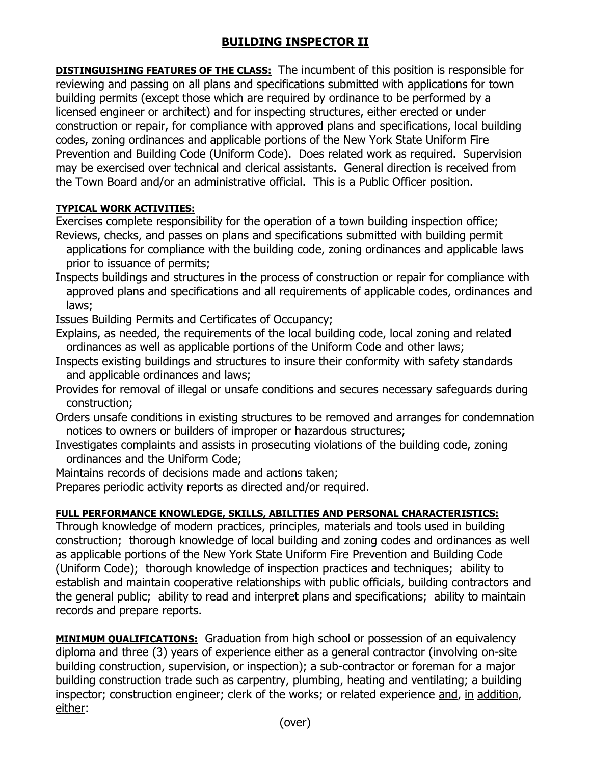# BUILDING INSPECTOR II

**DISTINGUISHING FEATURES OF THE CLASS:** The incumbent of this position is responsible for reviewing and passing on all plans and specifications submitted with applications for town building permits (except those which are required by ordinance to be performed by a licensed engineer or architect) and for inspecting structures, either erected or under construction or repair, for compliance with approved plans and specifications, local building codes, zoning ordinances and applicable portions of the New York State Uniform Fire Prevention and Building Code (Uniform Code). Does related work as required. Supervision may be exercised over technical and clerical assistants. General direction is received from the Town Board and/or an administrative official. This is a Public Officer position.

**TYPICAL WORK ACTIVITIES:**

Exercises complete responsibility for the operation of a town building inspection office;

Reviews, checks, and passes on plans and specifications submitted with building permit applications for compliance with the building code, zoning ordinances and applicable laws prior to issuance of permits;

Inspects buildings and structures in the process of construction or repair for compliance with approved plans and specifications and all requirements of applicable codes, ordinances and laws;

Issues Building Permits and Certificates of Occupancy;

Explains, as needed, the requirements of the local building code, local zoning and related ordinances as well as applicable portions of the Uniform Code and other laws;

Inspects existing buildings and structures to insure their conformity with safety standards and applicable ordinances and laws;

Provides for removal of illegal or unsafe conditions and secures necessary safeguards during construction;

Orders unsafe conditions in existing structures to be removed and arranges for condemnation notices to owners or builders of improper or hazardous structures;

Investigates complaints and assists in prosecuting violations of the building code, zoning ordinances and the Uniform Code;

Maintains records of decisions made and actions taken;

Prepares periodic activity reports as directed and/or required.

**FULL PERFORMANCE KNOWLEDGE, SKILLS, ABILITIES AND PERSONAL CHARACTERISTICS:**

Through knowledge of modern practices, principles, materials and tools used in building construction; thorough knowledge of local building and zoning codes and ordinances as well as applicable portions of the New York State Uniform Fire Prevention and Building Code (Uniform Code); thorough knowledge of inspection practices and techniques; ability to establish and maintain cooperative relationships with public officials, building contractors and the general public; ability to read and interpret plans and specifications; ability to maintain records and prepare reports.

**MINIMUM QUALIFICATIONS:** Graduation from high school or possession of an equivalency diploma and three (3) years of experience either as a general contractor (involving on-site building construction, supervision, or inspection); a sub-contractor or foreman for a major building construction trade such as carpentry, plumbing, heating and ventilating; a building inspector; construction engineer; clerk of the works; or related experience <u>and</u>, <u>in</u> <u>addition</u>, <u>either</u>:

(over)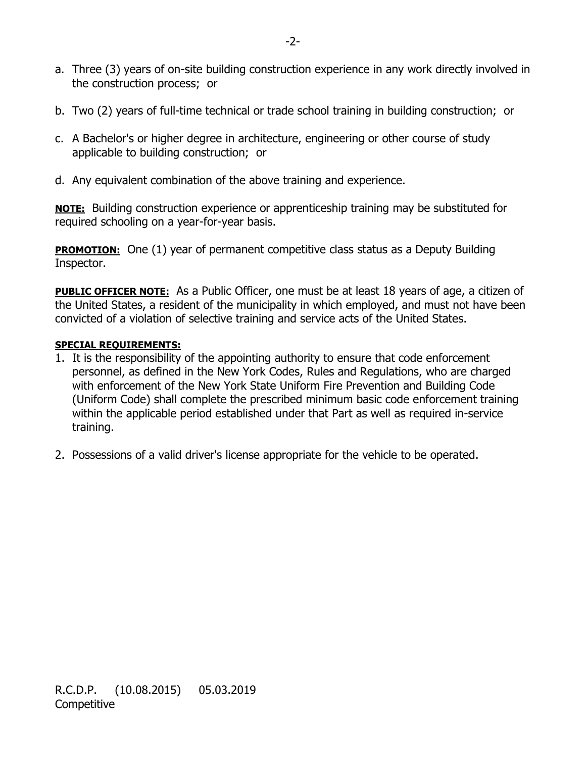a. Three (3) years of on-site building construction experience in any work directly involved in the construction process; or

b. Two (2) years of full-time technical or trade school training in building construction; or

c. A Bachelor's or higher degree in architecture, engineering or other course of study applicable to building construction; or

d. Any equivalent combination of the above training and experience.

**NOTE:** Building construction experience or apprenticeship training may be substituted for required schooling on a year-for-year basis.

**PROMOTION:** One (1) year of permanent competitive class status as a Deputy Building Inspector.

**PUBLIC OFFICER NOTE:** As a Public Officer, one must be at least 18 years of age, a citizen of the United States, a resident of the municipality in which employed, and must not have been convicted of a violation of selective training and service acts of the United States.

**SPECIAL REQUIREMENTS:**

1. It is the responsibility of the appointing authority to ensure that code enforcement personnel, as defined in the New York Codes, Rules and Regulations, who are charged with enforcement of the New York State Uniform Fire Prevention and Building Code (Uniform Code) shall complete the prescribed minimum basic code enforcement training within the applicable period established under that Part as well as required in-service training.

2. Possessions of a valid driver's license appropriate for the vehicle to be operated.

R.C.D.P. (10.08.2015) 05.03.2019
Competitive